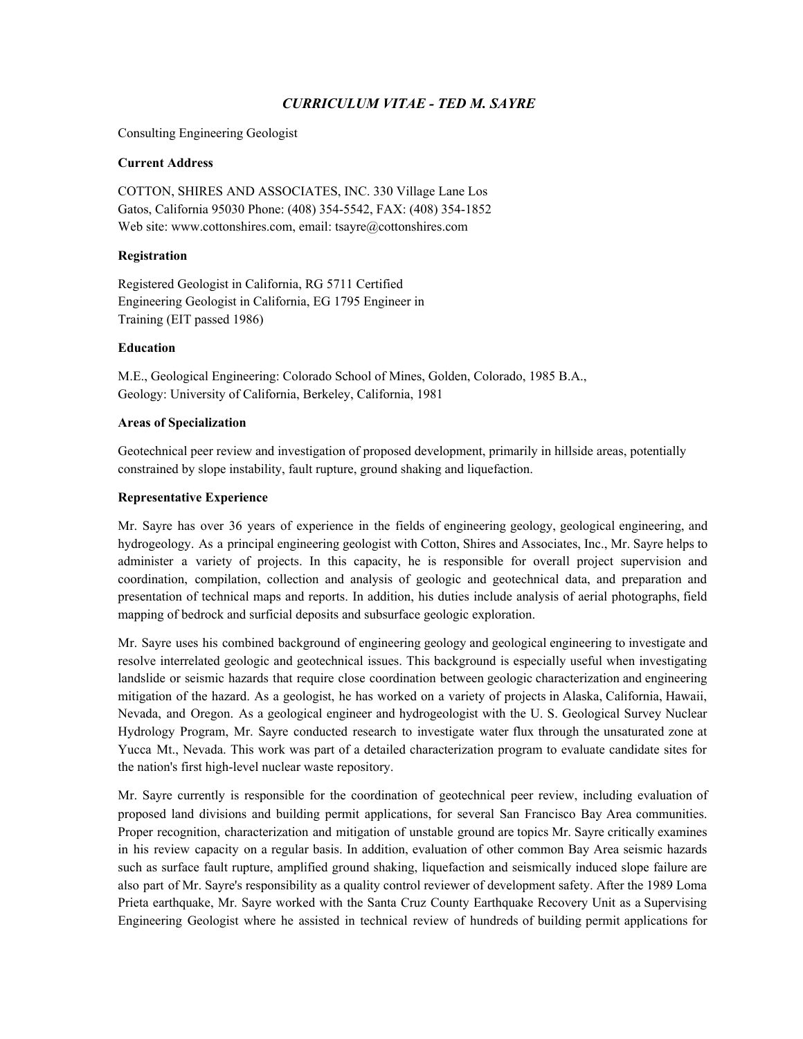# *CURRICULUM VITAE - TED M. SAYRE*

Consulting Engineering Geologist

**Current Address**

COTTON, SHIRES AND ASSOCIATES, INC. 330 Village Lane Los Gatos, California 95030 Phone: (408) 354-5542, FAX: (408) 354-1852 Web site: www.cottonshires.com, email: tsayre@cottonshires.com

**Registration**

Registered Geologist in California, RG 5711 Certified Engineering Geologist in California, EG 1795 Engineer in Training (EIT passed 1986)

**Education**

M.E., Geological Engineering: Colorado School of Mines, Golden, Colorado, 1985 B.A., Geology: University of California, Berkeley, California, 1981

**Areas of Specialization**

Geotechnical peer review and investigation of proposed development, primarily in hillside areas, potentially constrained by slope instability, fault rupture, ground shaking and liquefaction.

**Representative Experience**

Mr. Sayre has over 36 years of experience in the fields of engineering geology, geological engineering, and hydrogeology. As a principal engineering geologist with Cotton, Shires and Associates, Inc., Mr. Sayre helps to administer a variety of projects. In this capacity, he is responsible for overall project supervision and coordination, compilation, collection and analysis of geologic and geotechnical data, and preparation and presentation of technical maps and reports. In addition, his duties include analysis of aerial photographs, field mapping of bedrock and surficial deposits and subsurface geologic exploration.

Mr. Sayre uses his combined background of engineering geology and geological engineering to investigate and resolve interrelated geologic and geotechnical issues. This background is especially useful when investigating landslide or seismic hazards that require close coordination between geologic characterization and engineering mitigation of the hazard. As a geologist, he has worked on a variety of projects in Alaska, California, Hawaii, Nevada, and Oregon. As a geological engineer and hydrogeologist with the U. S. Geological Survey Nuclear Hydrology Program, Mr. Sayre conducted research to investigate water flux through the unsaturated zone at Yucca Mt., Nevada. This work was part of a detailed characterization program to evaluate candidate sites for the nation's first high-level nuclear waste repository.

Mr. Sayre currently is responsible for the coordination of geotechnical peer review, including evaluation of proposed land divisions and building permit applications, for several San Francisco Bay Area communities. Proper recognition, characterization and mitigation of unstable ground are topics Mr. Sayre critically examines in his review capacity on a regular basis. In addition, evaluation of other common Bay Area seismic hazards such as surface fault rupture, amplified ground shaking, liquefaction and seismically induced slope failure are also part of Mr. Sayre's responsibility as a quality control reviewer of development safety. After the 1989 Loma Prieta earthquake, Mr. Sayre worked with the Santa Cruz County Earthquake Recovery Unit as a Supervising Engineering Geologist where he assisted in technical review of hundreds of building permit applications for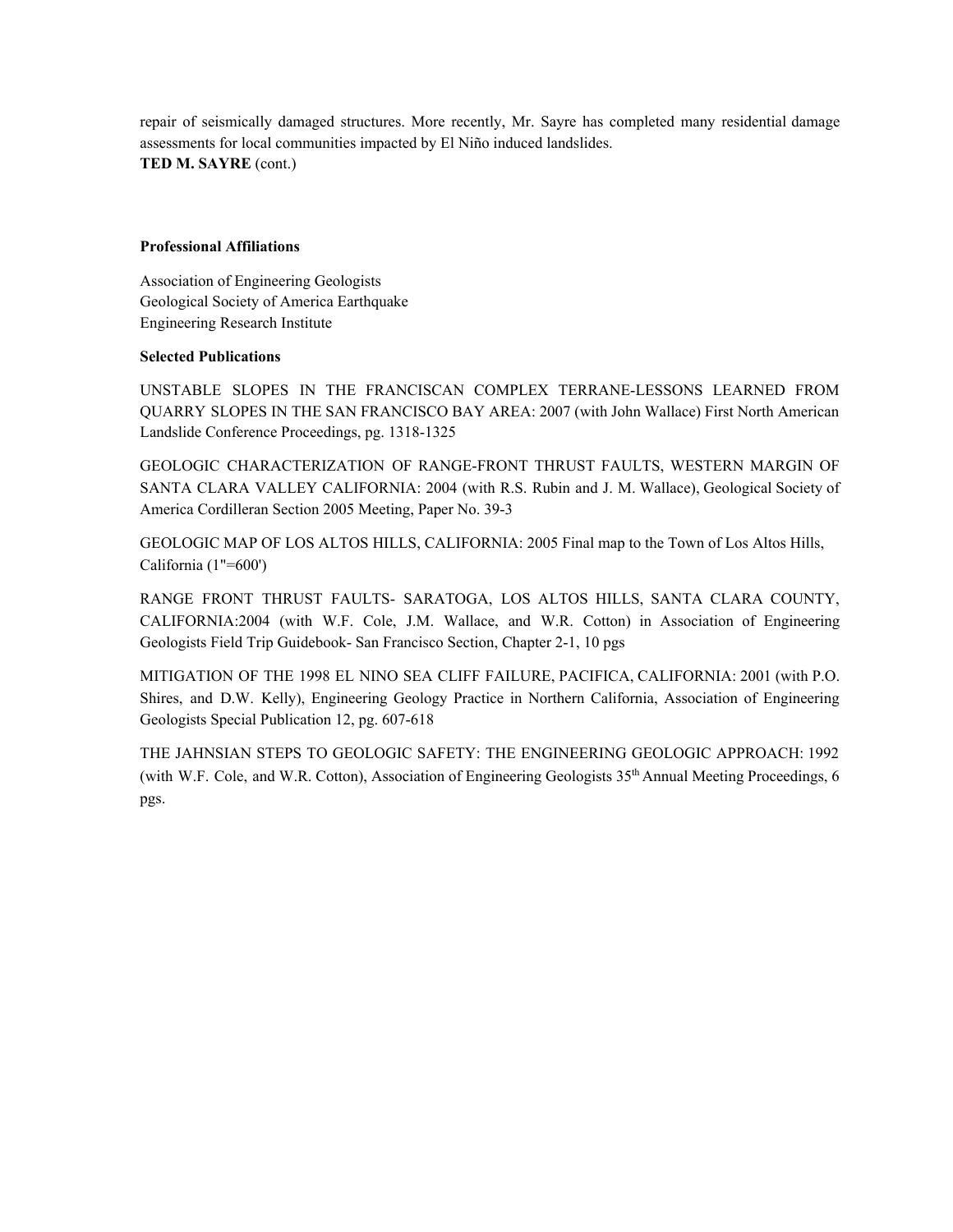repair of seismically damaged structures. More recently, Mr. Sayre has completed many residential damage assessments for local communities impacted by El Niño induced landslides.

**TED M. SAYRE** (cont.)

**Professional Affiliations**

Association of Engineering Geologists
Geological Society of America Earthquake
Engineering Research Institute

**Selected Publications**

UNSTABLE SLOPES IN THE FRANCISCAN COMPLEX TERRANE-LESSONS LEARNED FROM QUARRY SLOPES IN THE SAN FRANCISCO BAY AREA: 2007 (with John Wallace) First North American Landslide Conference Proceedings, pg. 1318-1325

GEOLOGIC CHARACTERIZATION OF RANGE-FRONT THRUST FAULTS, WESTERN MARGIN OF SANTA CLARA VALLEY CALIFORNIA: 2004 (with R.S. Rubin and J. M. Wallace), Geological Society of America Cordilleran Section 2005 Meeting, Paper No. 39-3

GEOLOGIC MAP OF LOS ALTOS HILLS, CALIFORNIA: 2005 Final map to the Town of Los Altos Hills, California (1"=600')

RANGE FRONT THRUST FAULTS- SARATOGA, LOS ALTOS HILLS, SANTA CLARA COUNTY, CALIFORNIA:2004 (with W.F. Cole, J.M. Wallace, and W.R. Cotton) in Association of Engineering Geologists Field Trip Guidebook- San Francisco Section, Chapter 2-1, 10 pgs

MITIGATION OF THE 1998 EL NINO SEA CLIFF FAILURE, PACIFICA, CALIFORNIA: 2001 (with P.O. Shires, and D.W. Kelly), Engineering Geology Practice in Northern California, Association of Engineering Geologists Special Publication 12, pg. 607-618

THE JAHNSIAN STEPS TO GEOLOGIC SAFETY: THE ENGINEERING GEOLOGIC APPROACH: 1992 (with W.F. Cole, and W.R. Cotton), Association of Engineering Geologists 35th Annual Meeting Proceedings, 6 pgs.